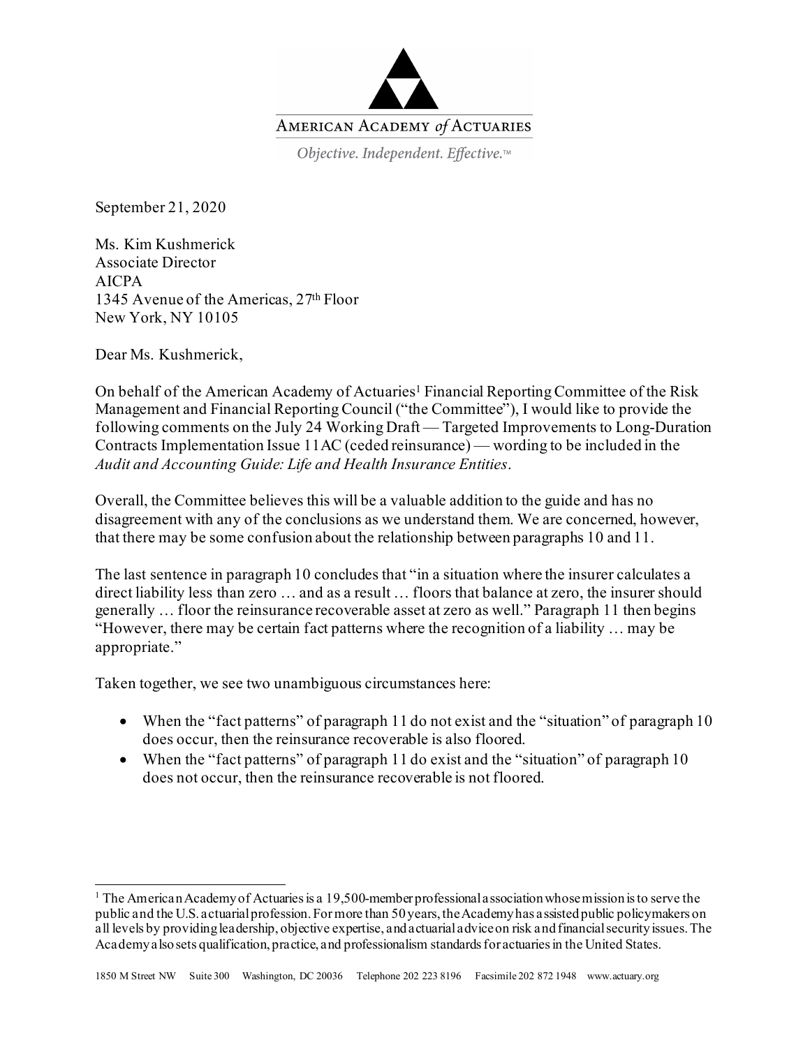AMERICAN ACADEMY *of* ACTUARIES

*Objective. Independent. Effective.*™

September 21, 2020

Ms. Kim Kushmerick
Associate Director
AICPA
1345 Avenue of the Americas, 27th Floor
New York, NY 10105

Dear Ms. Kushmerick,

On behalf of the American Academy of Actuaries[1] Financial Reporting Committee of the Risk Management and Financial Reporting Council ("the Committee"), I would like to provide the following comments on the July 24 Working Draft — Targeted Improvements to Long-Duration Contracts Implementation Issue 11AC (ceded reinsurance) — wording to be included in the *Audit and Accounting Guide: Life and Health Insurance Entities*.

Overall, the Committee believes this will be a valuable addition to the guide and has no disagreement with any of the conclusions as we understand them. We are concerned, however, that there may be some confusion about the relationship between paragraphs 10 and 11.

The last sentence in paragraph 10 concludes that "in a situation where the insurer calculates a direct liability less than zero … and as a result … floors that balance at zero, the insurer should generally … floor the reinsurance recoverable asset at zero as well." Paragraph 11 then begins "However, there may be certain fact patterns where the recognition of a liability … may be appropriate."

Taken together, we see two unambiguous circumstances here:

- When the "fact patterns" of paragraph 11 do not exist and the "situation" of paragraph 10 does occur, then the reinsurance recoverable is also floored.
- When the "fact patterns" of paragraph 11 do exist and the "situation" of paragraph 10 does not occur, then the reinsurance recoverable is not floored.

[1] The American Academy of Actuaries is a 19,500-member professional association whose mission is to serve the public and the U.S. actuarial profession. For more than 50 years, the Academy has assisted public policymakers on all levels by providing leadership, objective expertise, and actuarial advice on risk and financial security issues. The Academy also sets qualification, practice, and professionalism standards for actuaries in the United States.

1850 M Street NW Suite 300 Washington, DC 20036 Telephone 202 223 8196 Facsimile 202 872 1948 www.actuary.org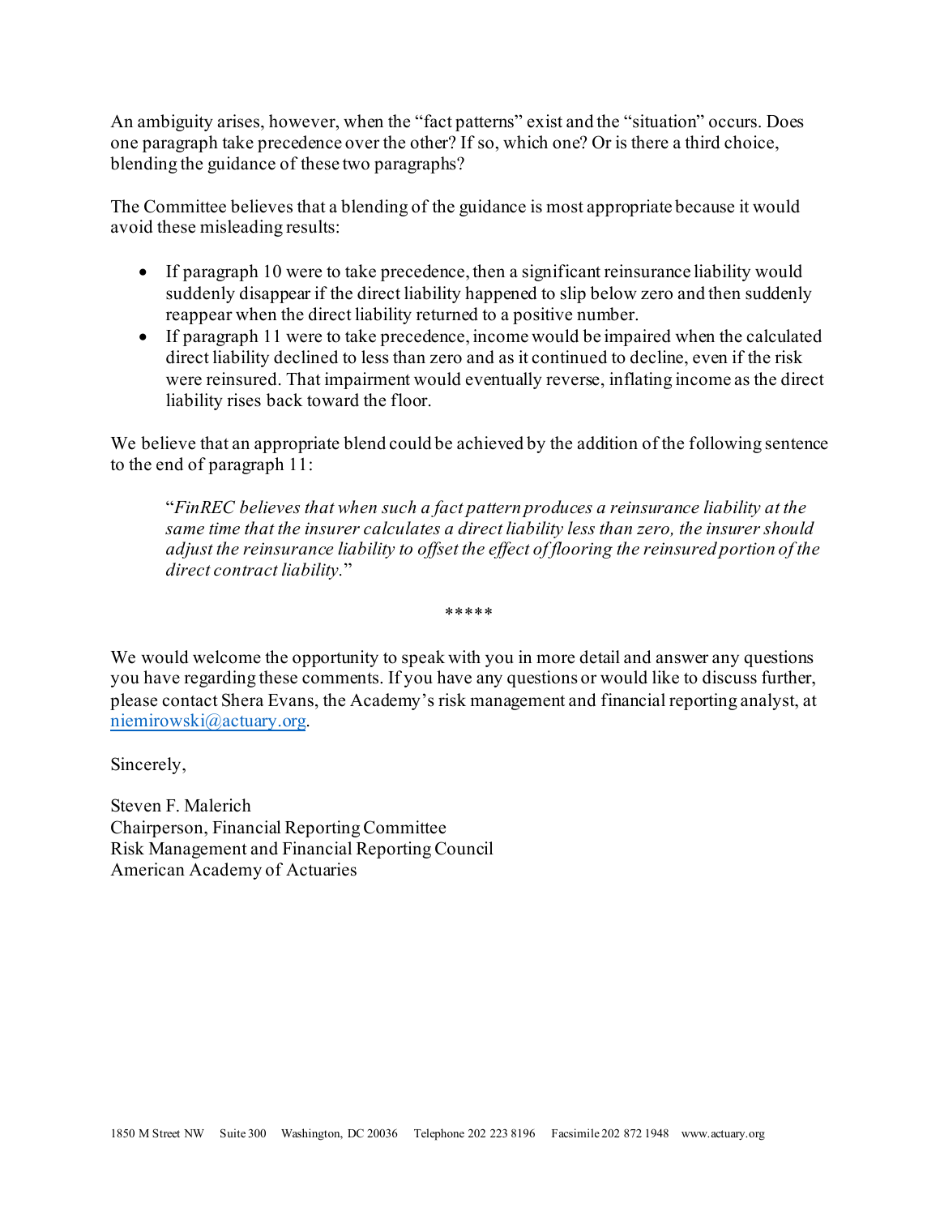An ambiguity arises, however, when the "fact patterns" exist and the "situation" occurs. Does one paragraph take precedence over the other? If so, which one? Or is there a third choice, blending the guidance of these two paragraphs?

The Committee believes that a blending of the guidance is most appropriate because it would avoid these misleading results:

- If paragraph 10 were to take precedence, then a significant reinsurance liability would suddenly disappear if the direct liability happened to slip below zero and then suddenly reappear when the direct liability returned to a positive number.
- If paragraph 11 were to take precedence, income would be impaired when the calculated direct liability declined to less than zero and as it continued to decline, even if the risk were reinsured. That impairment would eventually reverse, inflating income as the direct liability rises back toward the floor.

We believe that an appropriate blend could be achieved by the addition of the following sentence to the end of paragraph 11:

> "*FinREC believes that when such a fact pattern produces a reinsurance liability at the same time that the insurer calculates a direct liability less than zero, the insurer should adjust the reinsurance liability to offset the effect of flooring the reinsured portion of the direct contract liability.*"

*****

We would welcome the opportunity to speak with you in more detail and answer any questions you have regarding these comments. If you have any questions or would like to discuss further, please contact Shera Evans, the Academy's risk management and financial reporting analyst, at niemirowski@actuary.org.

Sincerely,

Steven F. Malerich  
Chairperson, Financial Reporting Committee  
Risk Management and Financial Reporting Council  
American Academy of Actuaries

1850 M Street NW Suite 300 Washington, DC 20036 Telephone 202 223 8196 Facsimile 202 872 1948 www.actuary.org